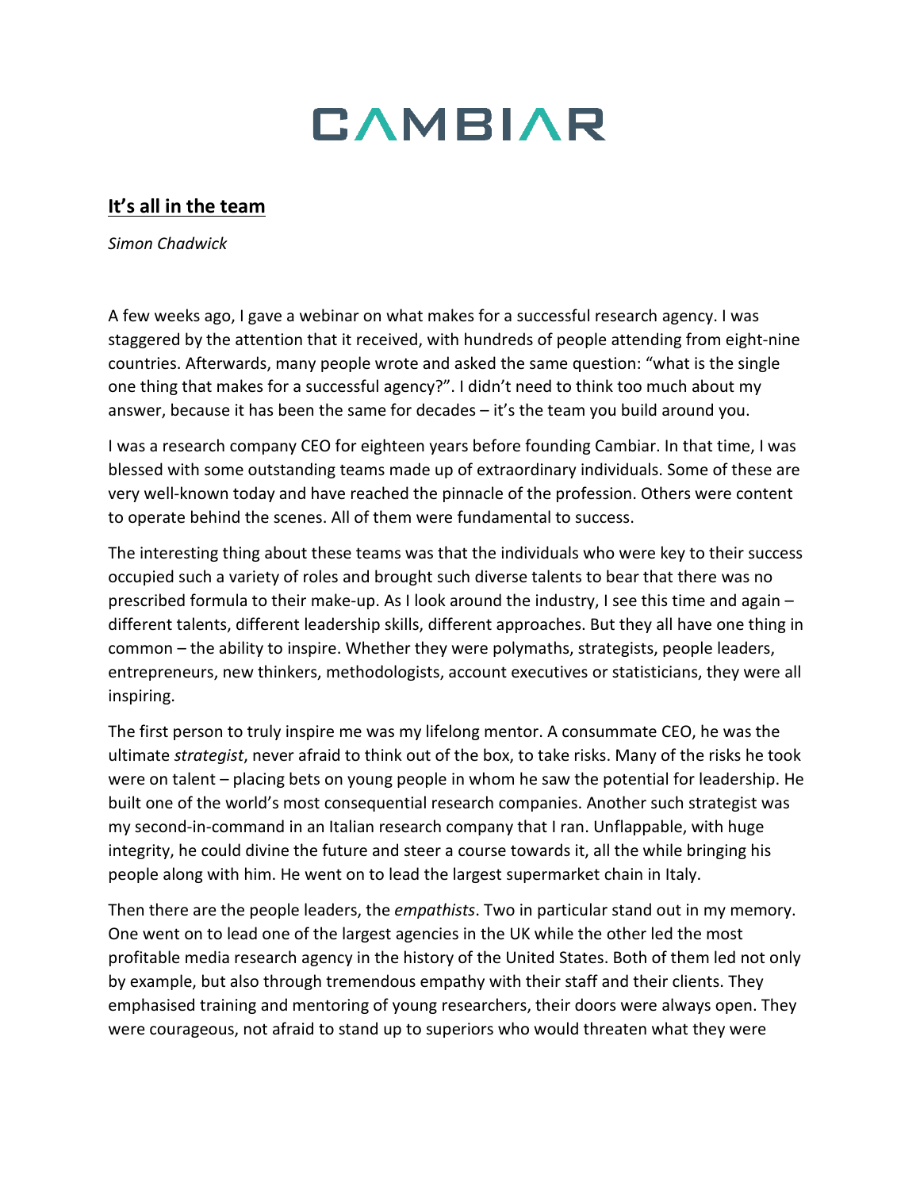# CAMBIAR

## **It's all in the team**

*Simon Chadwick*

A few weeks ago, I gave a webinar on what makes for a successful research agency. I was staggered by the attention that it received, with hundreds of people attending from eight-nine countries. Afterwards, many people wrote and asked the same question: "what is the single one thing that makes for a successful agency?". I didn't need to think too much about my answer, because it has been the same for decades – it's the team you build around you.

I was a research company CEO for eighteen years before founding Cambiar. In that time, I was blessed with some outstanding teams made up of extraordinary individuals. Some of these are very well-known today and have reached the pinnacle of the profession. Others were content to operate behind the scenes. All of them were fundamental to success.

The interesting thing about these teams was that the individuals who were key to their success occupied such a variety of roles and brought such diverse talents to bear that there was no prescribed formula to their make-up. As I look around the industry, I see this time and again – different talents, different leadership skills, different approaches. But they all have one thing in common – the ability to inspire. Whether they were polymaths, strategists, people leaders, entrepreneurs, new thinkers, methodologists, account executives or statisticians, they were all inspiring.

The first person to truly inspire me was my lifelong mentor. A consummate CEO, he was the ultimate *strategist*, never afraid to think out of the box, to take risks. Many of the risks he took were on talent – placing bets on young people in whom he saw the potential for leadership. He built one of the world's most consequential research companies. Another such strategist was my second-in-command in an Italian research company that I ran. Unflappable, with huge integrity, he could divine the future and steer a course towards it, all the while bringing his people along with him. He went on to lead the largest supermarket chain in Italy.

Then there are the people leaders, the *empathists*. Two in particular stand out in my memory. One went on to lead one of the largest agencies in the UK while the other led the most profitable media research agency in the history of the United States. Both of them led not only by example, but also through tremendous empathy with their staff and their clients. They emphasised training and mentoring of young researchers, their doors were always open. They were courageous, not afraid to stand up to superiors who would threaten what they were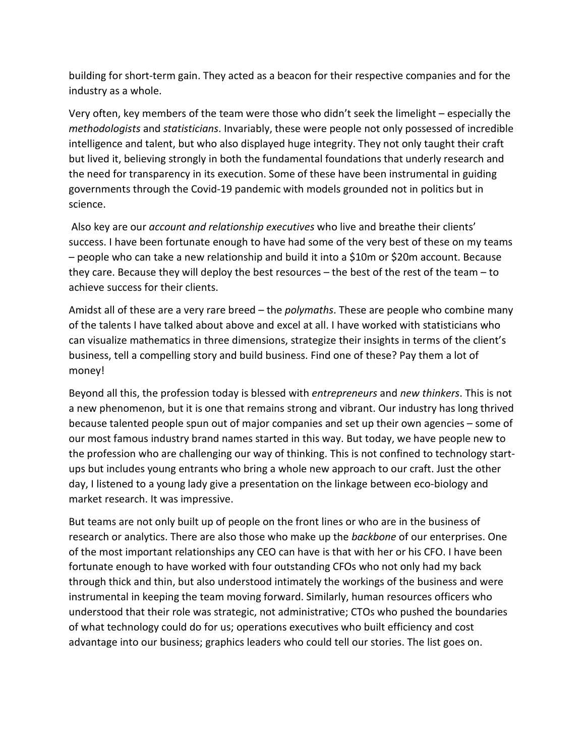building for short-term gain. They acted as a beacon for their respective companies and for the industry as a whole.

Very often, key members of the team were those who didn't seek the limelight – especially the *methodologists* and *statisticians*. Invariably, these were people not only possessed of incredible intelligence and talent, but who also displayed huge integrity. They not only taught their craft but lived it, believing strongly in both the fundamental foundations that underly research and the need for transparency in its execution. Some of these have been instrumental in guiding governments through the Covid-19 pandemic with models grounded not in politics but in science.

Also key are our *account and relationship executives* who live and breathe their clients' success. I have been fortunate enough to have had some of the very best of these on my teams – people who can take a new relationship and build it into a $10m or $20m account. Because they care. Because they will deploy the best resources – the best of the rest of the team – to achieve success for their clients.

Amidst all of these are a very rare breed – the *polymaths*. These are people who combine many of the talents I have talked about above and excel at all. I have worked with statisticians who can visualize mathematics in three dimensions, strategize their insights in terms of the client's business, tell a compelling story and build business. Find one of these? Pay them a lot of money!

Beyond all this, the profession today is blessed with *entrepreneurs* and *new thinkers*. This is not a new phenomenon, but it is one that remains strong and vibrant. Our industry has long thrived because talented people spun out of major companies and set up their own agencies – some of our most famous industry brand names started in this way. But today, we have people new to the profession who are challenging our way of thinking. This is not confined to technology start-ups but includes young entrants who bring a whole new approach to our craft. Just the other day, I listened to a young lady give a presentation on the linkage between eco-biology and market research. It was impressive.

But teams are not only built up of people on the front lines or who are in the business of research or analytics. There are also those who make up the *backbone* of our enterprises. One of the most important relationships any CEO can have is that with her or his CFO. I have been fortunate enough to have worked with four outstanding CFOs who not only had my back through thick and thin, but also understood intimately the workings of the business and were instrumental in keeping the team moving forward. Similarly, human resources officers who understood that their role was strategic, not administrative; CTOs who pushed the boundaries of what technology could do for us; operations executives who built efficiency and cost advantage into our business; graphics leaders who could tell our stories. The list goes on.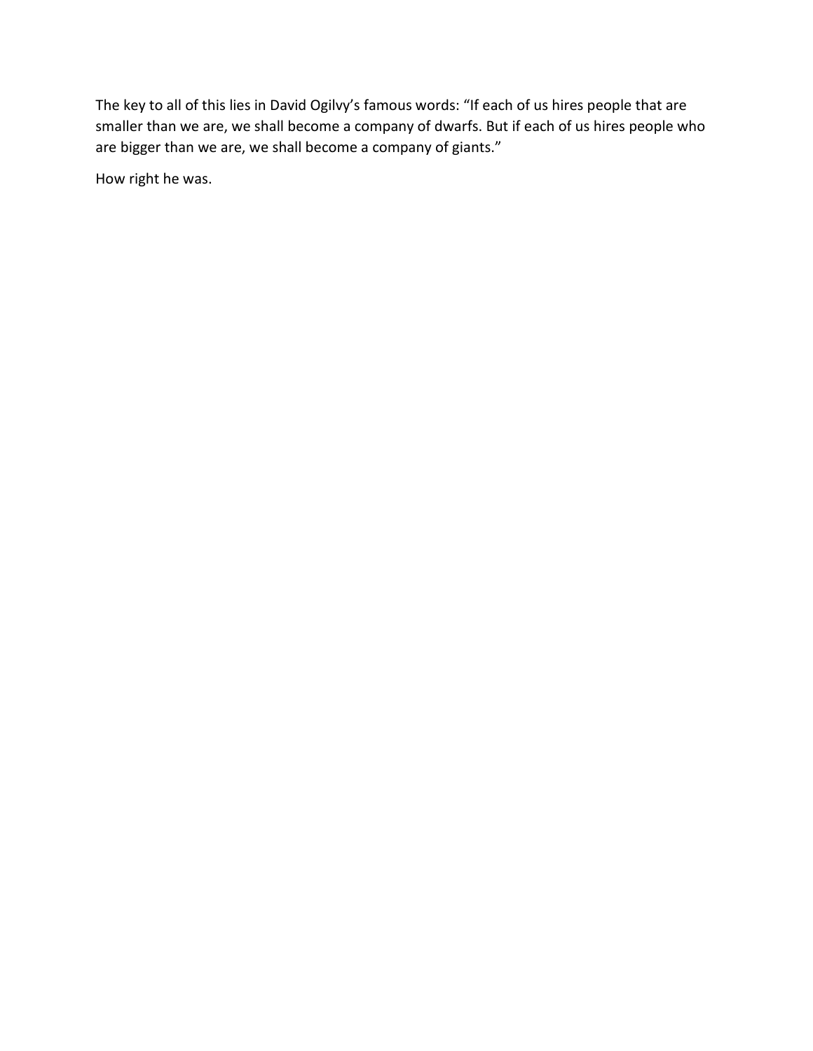The key to all of this lies in David Ogilvy's famous words: "If each of us hires people that are smaller than we are, we shall become a company of dwarfs. But if each of us hires people who are bigger than we are, we shall become a company of giants."

How right he was.